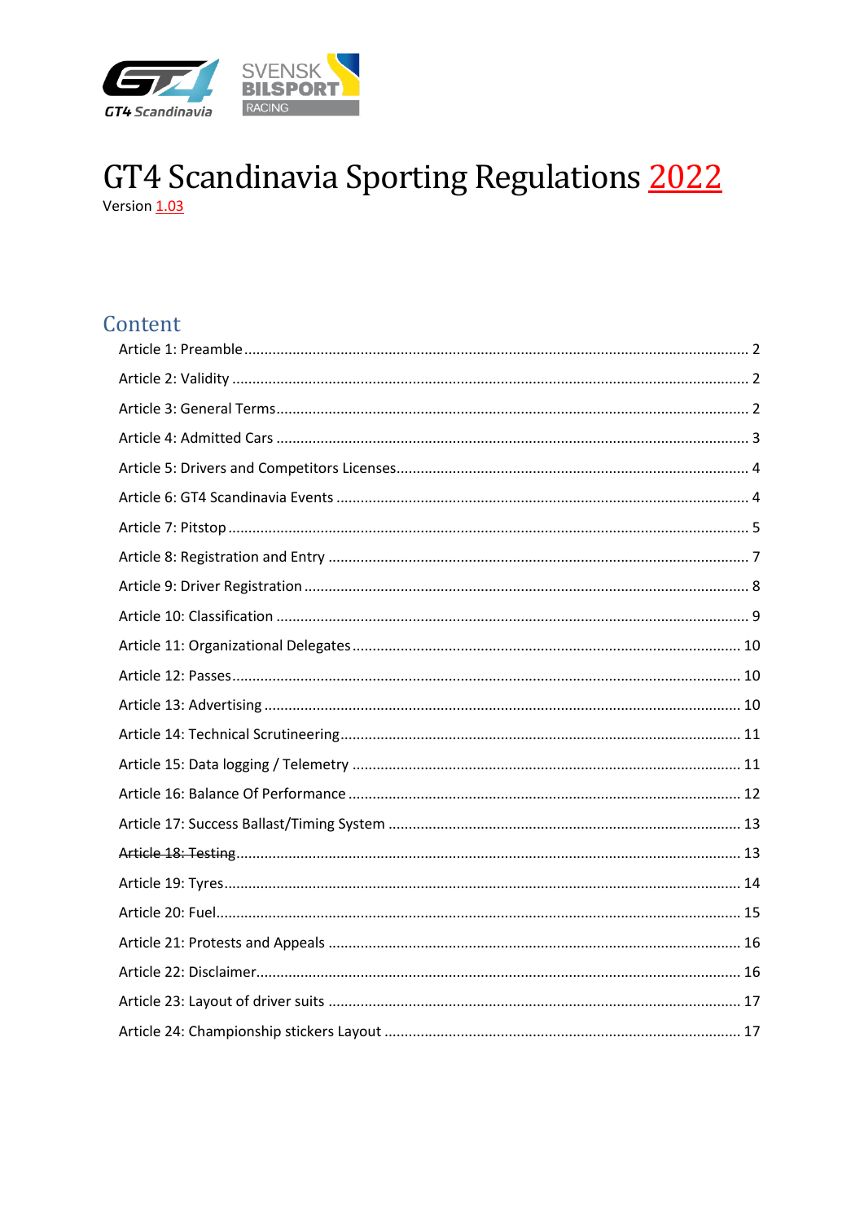# GT4 Scandinavia Sporting Regulations 2022

Version 1.03

## Content

Article 1: Preamble ..... 2

Article 2: Validity ..... 2

Article 3: General Terms ..... 2

Article 4: Admitted Cars ..... 3

Article 5: Drivers and Competitors Licenses ..... 4

Article 6: GT4 Scandinavia Events ..... 4

Article 7: Pitstop ..... 5

Article 8: Registration and Entry ..... 7

Article 9: Driver Registration ..... 8

Article 10: Classification ..... 9

Article 11: Organizational Delegates ..... 10

Article 12: Passes ..... 10

Article 13: Advertising ..... 10

Article 14: Technical Scrutineering ..... 11

Article 15: Data logging / Telemetry ..... 11

Article 16: Balance Of Performance ..... 12

Article 17: Success Ballast/Timing System ..... 13

~~Article 18: Testing~~ ..... 13

Article 19: Tyres ..... 14

Article 20: Fuel ..... 15

Article 21: Protests and Appeals ..... 16

Article 22: Disclaimer ..... 16

Article 23: Layout of driver suits ..... 17

Article 24: Championship stickers Layout ..... 17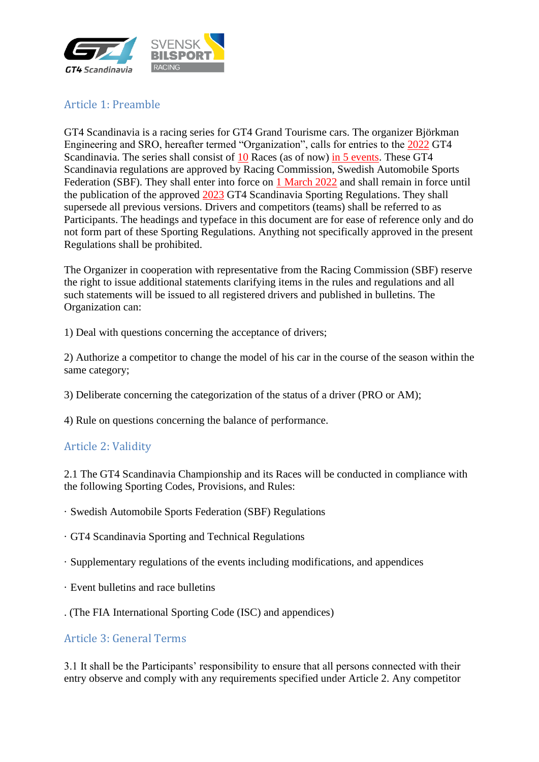## Article 1: Preamble

GT4 Scandinavia is a racing series for GT4 Grand Tourisme cars. The organizer Björkman Engineering and SRO, hereafter termed "Organization", calls for entries to the 2022 GT4 Scandinavia. The series shall consist of 10 Races (as of now) in 5 events. These GT4 Scandinavia regulations are approved by Racing Commission, Swedish Automobile Sports Federation (SBF). They shall enter into force on 1 March 2022 and shall remain in force until the publication of the approved 2023 GT4 Scandinavia Sporting Regulations. They shall supersede all previous versions. Drivers and competitors (teams) shall be referred to as Participants. The headings and typeface in this document are for ease of reference only and do not form part of these Sporting Regulations. Anything not specifically approved in the present Regulations shall be prohibited.

The Organizer in cooperation with representative from the Racing Commission (SBF) reserve the right to issue additional statements clarifying items in the rules and regulations and all such statements will be issued to all registered drivers and published in bulletins. The Organization can:

1) Deal with questions concerning the acceptance of drivers;

2) Authorize a competitor to change the model of his car in the course of the season within the same category;

3) Deliberate concerning the categorization of the status of a driver (PRO or AM);

4) Rule on questions concerning the balance of performance.

## Article 2: Validity

2.1 The GT4 Scandinavia Championship and its Races will be conducted in compliance with the following Sporting Codes, Provisions, and Rules:

· Swedish Automobile Sports Federation (SBF) Regulations

· GT4 Scandinavia Sporting and Technical Regulations

· Supplementary regulations of the events including modifications, and appendices

· Event bulletins and race bulletins

. (The FIA International Sporting Code (ISC) and appendices)

## Article 3: General Terms

3.1 It shall be the Participants' responsibility to ensure that all persons connected with their entry observe and comply with any requirements specified under Article 2. Any competitor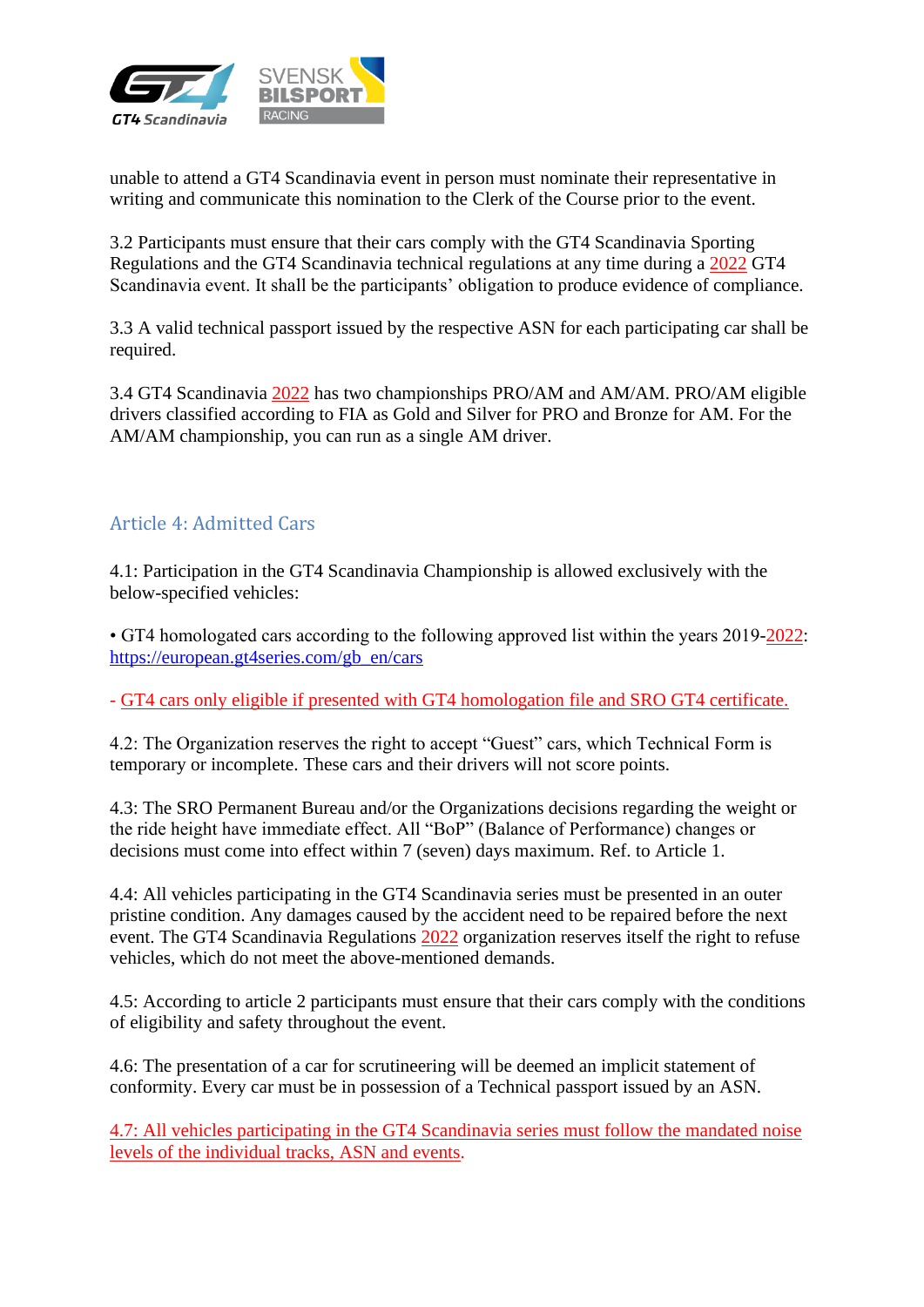unable to attend a GT4 Scandinavia event in person must nominate their representative in writing and communicate this nomination to the Clerk of the Course prior to the event.

3.2 Participants must ensure that their cars comply with the GT4 Scandinavia Sporting Regulations and the GT4 Scandinavia technical regulations at any time during a 2022 GT4 Scandinavia event. It shall be the participants' obligation to produce evidence of compliance.

3.3 A valid technical passport issued by the respective ASN for each participating car shall be required.

3.4 GT4 Scandinavia 2022 has two championships PRO/AM and AM/AM. PRO/AM eligible drivers classified according to FIA as Gold and Silver for PRO and Bronze for AM. For the AM/AM championship, you can run as a single AM driver.

## Article 4: Admitted Cars

4.1: Participation in the GT4 Scandinavia Championship is allowed exclusively with the below-specified vehicles:

• GT4 homologated cars according to the following approved list within the years 2019-2022: https://european.gt4series.com/gb_en/cars

- GT4 cars only eligible if presented with GT4 homologation file and SRO GT4 certificate.

4.2: The Organization reserves the right to accept "Guest" cars, which Technical Form is temporary or incomplete. These cars and their drivers will not score points.

4.3: The SRO Permanent Bureau and/or the Organizations decisions regarding the weight or the ride height have immediate effect. All "BoP" (Balance of Performance) changes or decisions must come into effect within 7 (seven) days maximum. Ref. to Article 1.

4.4: All vehicles participating in the GT4 Scandinavia series must be presented in an outer pristine condition. Any damages caused by the accident need to be repaired before the next event. The GT4 Scandinavia Regulations 2022 organization reserves itself the right to refuse vehicles, which do not meet the above-mentioned demands.

4.5: According to article 2 participants must ensure that their cars comply with the conditions of eligibility and safety throughout the event.

4.6: The presentation of a car for scrutineering will be deemed an implicit statement of conformity. Every car must be in possession of a Technical passport issued by an ASN.

4.7: All vehicles participating in the GT4 Scandinavia series must follow the mandated noise levels of the individual tracks, ASN and events.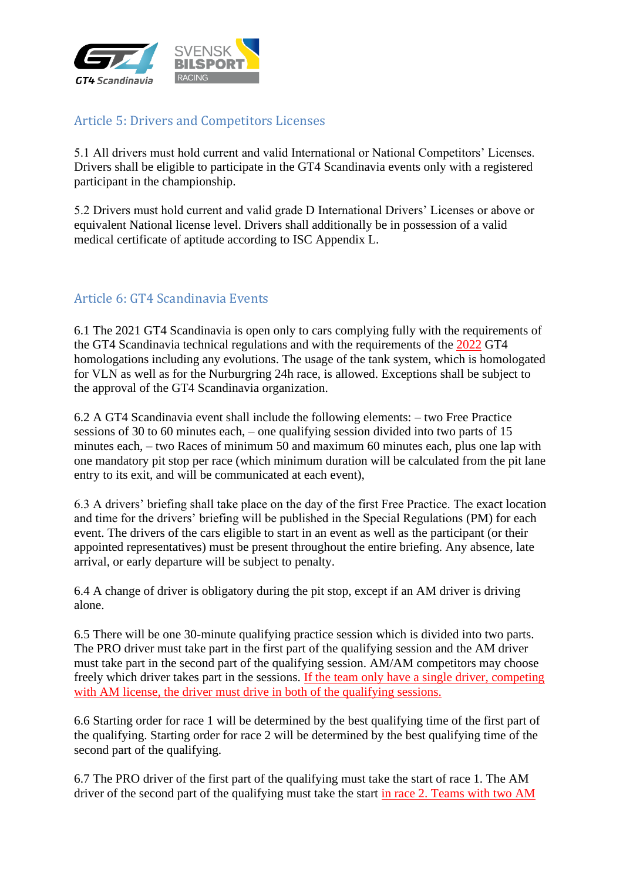## Article 5: Drivers and Competitors Licenses

5.1 All drivers must hold current and valid International or National Competitors' Licenses. Drivers shall be eligible to participate in the GT4 Scandinavia events only with a registered participant in the championship.

5.2 Drivers must hold current and valid grade D International Drivers' Licenses or above or equivalent National license level. Drivers shall additionally be in possession of a valid medical certificate of aptitude according to ISC Appendix L.

## Article 6: GT4 Scandinavia Events

6.1 The 2021 GT4 Scandinavia is open only to cars complying fully with the requirements of the GT4 Scandinavia technical regulations and with the requirements of the 2022 GT4 homologations including any evolutions. The usage of the tank system, which is homologated for VLN as well as for the Nurburgring 24h race, is allowed. Exceptions shall be subject to the approval of the GT4 Scandinavia organization.

6.2 A GT4 Scandinavia event shall include the following elements: – two Free Practice sessions of 30 to 60 minutes each, – one qualifying session divided into two parts of 15 minutes each, – two Races of minimum 50 and maximum 60 minutes each, plus one lap with one mandatory pit stop per race (which minimum duration will be calculated from the pit lane entry to its exit, and will be communicated at each event),

6.3 A drivers' briefing shall take place on the day of the first Free Practice. The exact location and time for the drivers' briefing will be published in the Special Regulations (PM) for each event. The drivers of the cars eligible to start in an event as well as the participant (or their appointed representatives) must be present throughout the entire briefing. Any absence, late arrival, or early departure will be subject to penalty.

6.4 A change of driver is obligatory during the pit stop, except if an AM driver is driving alone.

6.5 There will be one 30-minute qualifying practice session which is divided into two parts. The PRO driver must take part in the first part of the qualifying session and the AM driver must take part in the second part of the qualifying session. AM/AM competitors may choose freely which driver takes part in the sessions. If the team only have a single driver, competing with AM license, the driver must drive in both of the qualifying sessions.

6.6 Starting order for race 1 will be determined by the best qualifying time of the first part of the qualifying. Starting order for race 2 will be determined by the best qualifying time of the second part of the qualifying.

6.7 The PRO driver of the first part of the qualifying must take the start of race 1. The AM driver of the second part of the qualifying must take the start in race 2. Teams with two AM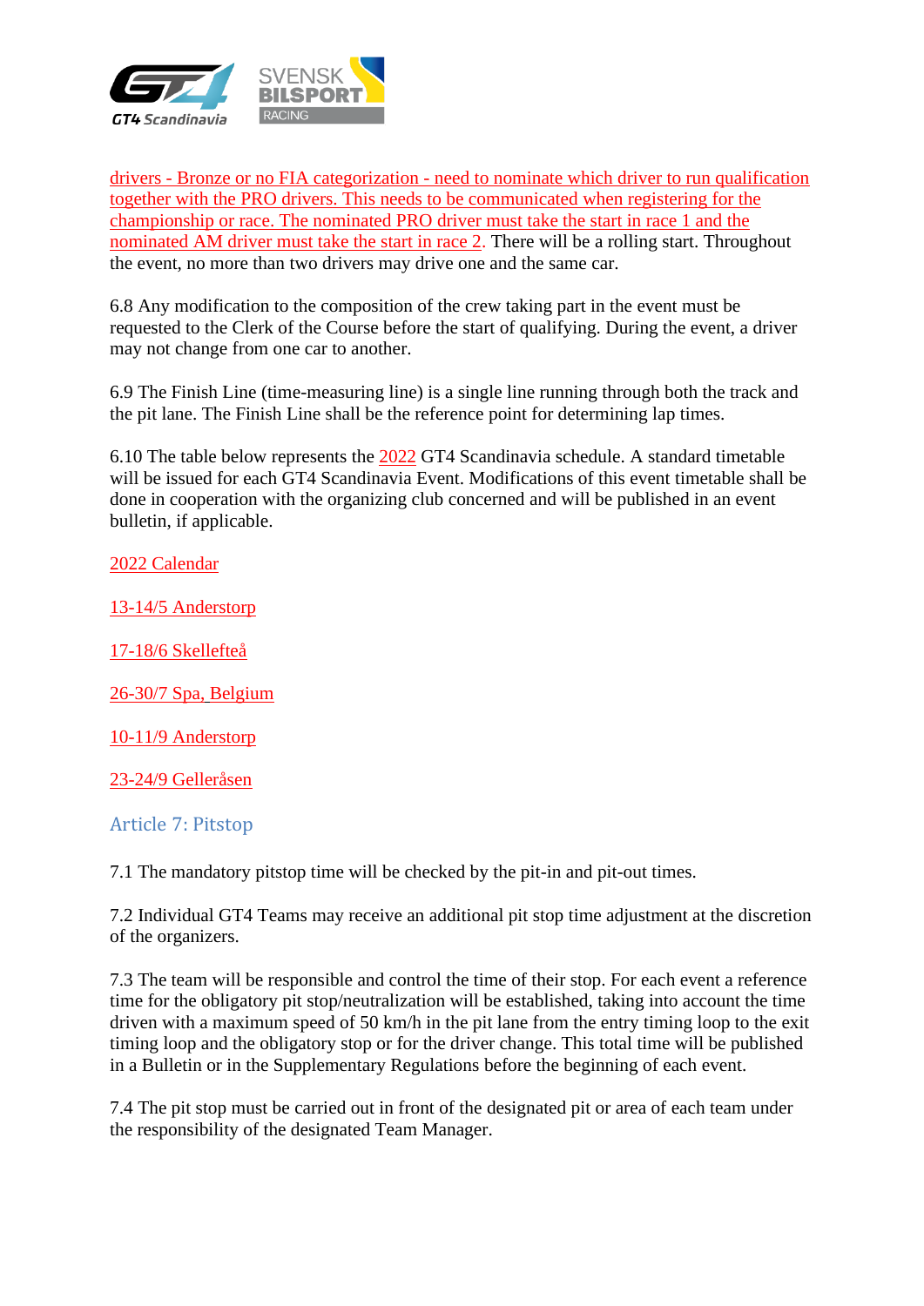drivers - Bronze or no FIA categorization - need to nominate which driver to run qualification together with the PRO drivers. This needs to be communicated when registering for the championship or race. The nominated PRO driver must take the start in race 1 and the nominated AM driver must take the start in race 2. There will be a rolling start. Throughout the event, no more than two drivers may drive one and the same car.

6.8 Any modification to the composition of the crew taking part in the event must be requested to the Clerk of the Course before the start of qualifying. During the event, a driver may not change from one car to another.

6.9 The Finish Line (time-measuring line) is a single line running through both the track and the pit lane. The Finish Line shall be the reference point for determining lap times.

6.10 The table below represents the 2022 GT4 Scandinavia schedule. A standard timetable will be issued for each GT4 Scandinavia Event. Modifications of this event timetable shall be done in cooperation with the organizing club concerned and will be published in an event bulletin, if applicable.

2022 Calendar

13-14/5 Anderstorp

17-18/6 Skellefteå

26-30/7 Spa, Belgium

10-11/9 Anderstorp

23-24/9 Gelleråsen

## Article 7: Pitstop

7.1 The mandatory pitstop time will be checked by the pit-in and pit-out times.

7.2 Individual GT4 Teams may receive an additional pit stop time adjustment at the discretion of the organizers.

7.3 The team will be responsible and control the time of their stop. For each event a reference time for the obligatory pit stop/neutralization will be established, taking into account the time driven with a maximum speed of 50 km/h in the pit lane from the entry timing loop to the exit timing loop and the obligatory stop or for the driver change. This total time will be published in a Bulletin or in the Supplementary Regulations before the beginning of each event.

7.4 The pit stop must be carried out in front of the designated pit or area of each team under the responsibility of the designated Team Manager.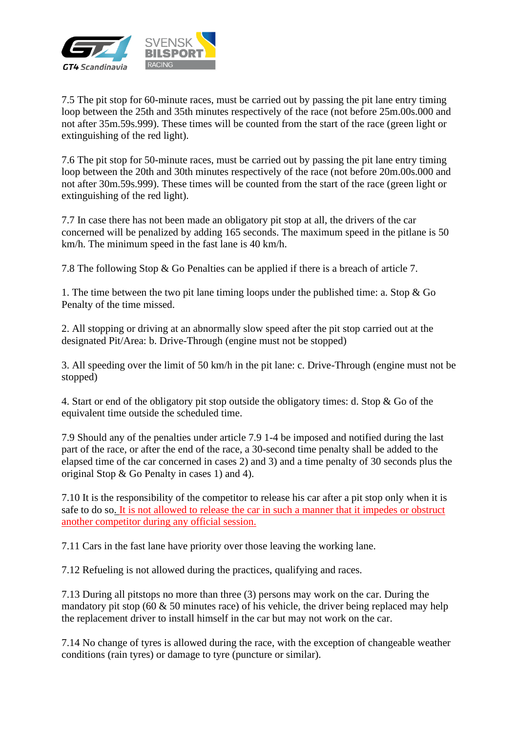7.5 The pit stop for 60-minute races, must be carried out by passing the pit lane entry timing loop between the 25th and 35th minutes respectively of the race (not before 25m.00s.000 and not after 35m.59s.999). These times will be counted from the start of the race (green light or extinguishing of the red light).

7.6 The pit stop for 50-minute races, must be carried out by passing the pit lane entry timing loop between the 20th and 30th minutes respectively of the race (not before 20m.00s.000 and not after 30m.59s.999). These times will be counted from the start of the race (green light or extinguishing of the red light).

7.7 In case there has not been made an obligatory pit stop at all, the drivers of the car concerned will be penalized by adding 165 seconds. The maximum speed in the pitlane is 50 km/h. The minimum speed in the fast lane is 40 km/h.

7.8 The following Stop & Go Penalties can be applied if there is a breach of article 7.

1. The time between the two pit lane timing loops under the published time: a. Stop & Go Penalty of the time missed.

2. All stopping or driving at an abnormally slow speed after the pit stop carried out at the designated Pit/Area: b. Drive-Through (engine must not be stopped)

3. All speeding over the limit of 50 km/h in the pit lane: c. Drive-Through (engine must not be stopped)

4. Start or end of the obligatory pit stop outside the obligatory times: d. Stop & Go of the equivalent time outside the scheduled time.

7.9 Should any of the penalties under article 7.9 1-4 be imposed and notified during the last part of the race, or after the end of the race, a 30-second time penalty shall be added to the elapsed time of the car concerned in cases 2) and 3) and a time penalty of 30 seconds plus the original Stop & Go Penalty in cases 1) and 4).

7.10 It is the responsibility of the competitor to release his car after a pit stop only when it is safe to do so. It is not allowed to release the car in such a manner that it impedes or obstruct another competitor during any official session.

7.11 Cars in the fast lane have priority over those leaving the working lane.

7.12 Refueling is not allowed during the practices, qualifying and races.

7.13 During all pitstops no more than three (3) persons may work on the car. During the mandatory pit stop (60 & 50 minutes race) of his vehicle, the driver being replaced may help the replacement driver to install himself in the car but may not work on the car.

7.14 No change of tyres is allowed during the race, with the exception of changeable weather conditions (rain tyres) or damage to tyre (puncture or similar).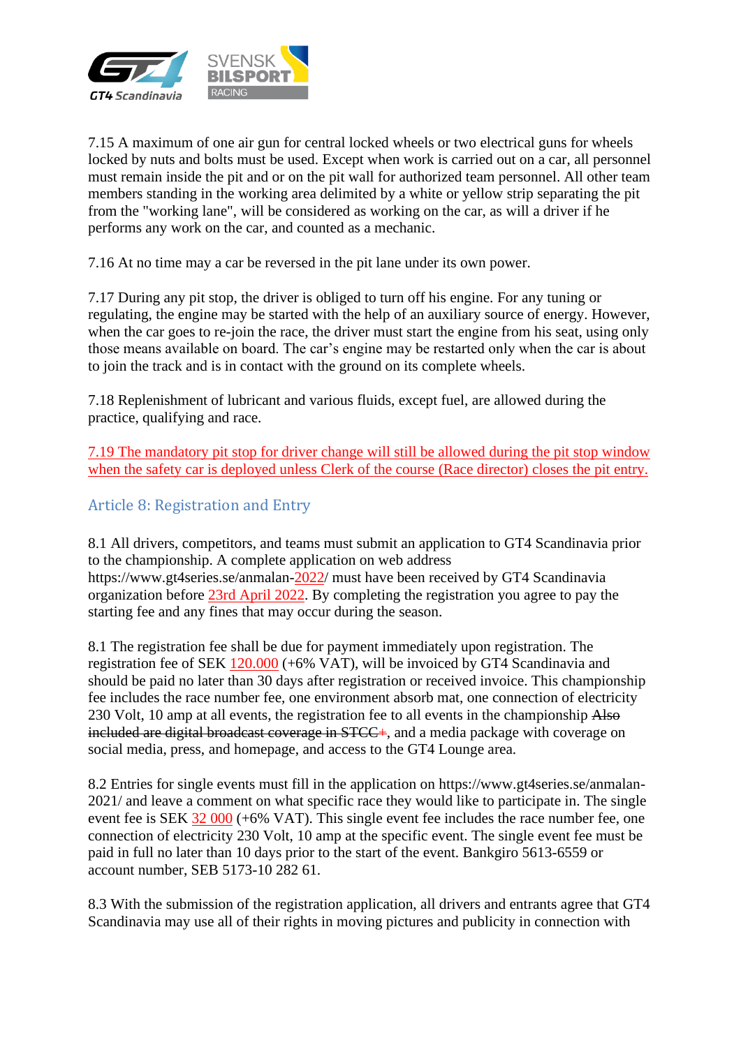7.15 A maximum of one air gun for central locked wheels or two electrical guns for wheels locked by nuts and bolts must be used. Except when work is carried out on a car, all personnel must remain inside the pit and or on the pit wall for authorized team personnel. All other team members standing in the working area delimited by a white or yellow strip separating the pit from the "working lane", will be considered as working on the car, as will a driver if he performs any work on the car, and counted as a mechanic.

7.16 At no time may a car be reversed in the pit lane under its own power.

7.17 During any pit stop, the driver is obliged to turn off his engine. For any tuning or regulating, the engine may be started with the help of an auxiliary source of energy. However, when the car goes to re-join the race, the driver must start the engine from his seat, using only those means available on board. The car's engine may be restarted only when the car is about to join the track and is in contact with the ground on its complete wheels.

7.18 Replenishment of lubricant and various fluids, except fuel, are allowed during the practice, qualifying and race.

7.19 The mandatory pit stop for driver change will still be allowed during the pit stop window when the safety car is deployed unless Clerk of the course (Race director) closes the pit entry.

## Article 8: Registration and Entry

8.1 All drivers, competitors, and teams must submit an application to GT4 Scandinavia prior to the championship. A complete application on web address https://www.gt4series.se/anmalan-2022/ must have been received by GT4 Scandinavia organization before 23rd April 2022. By completing the registration you agree to pay the starting fee and any fines that may occur during the season.

8.1 The registration fee shall be due for payment immediately upon registration. The registration fee of SEK 120.000 (+6% VAT), will be invoiced by GT4 Scandinavia and should be paid no later than 30 days after registration or received invoice. This championship fee includes the race number fee, one environment absorb mat, one connection of electricity 230 Volt, 10 amp at all events, the registration fee to all events in the championship ~~Also included are digital broadcast coverage in STCC+~~, and a media package with coverage on social media, press, and homepage, and access to the GT4 Lounge area.

8.2 Entries for single events must fill in the application on https://www.gt4series.se/anmalan-2021/ and leave a comment on what specific race they would like to participate in. The single event fee is SEK 32 000 (+6% VAT). This single event fee includes the race number fee, one connection of electricity 230 Volt, 10 amp at the specific event. The single event fee must be paid in full no later than 10 days prior to the start of the event. Bankgiro 5613-6559 or account number, SEB 5173-10 282 61.

8.3 With the submission of the registration application, all drivers and entrants agree that GT4 Scandinavia may use all of their rights in moving pictures and publicity in connection with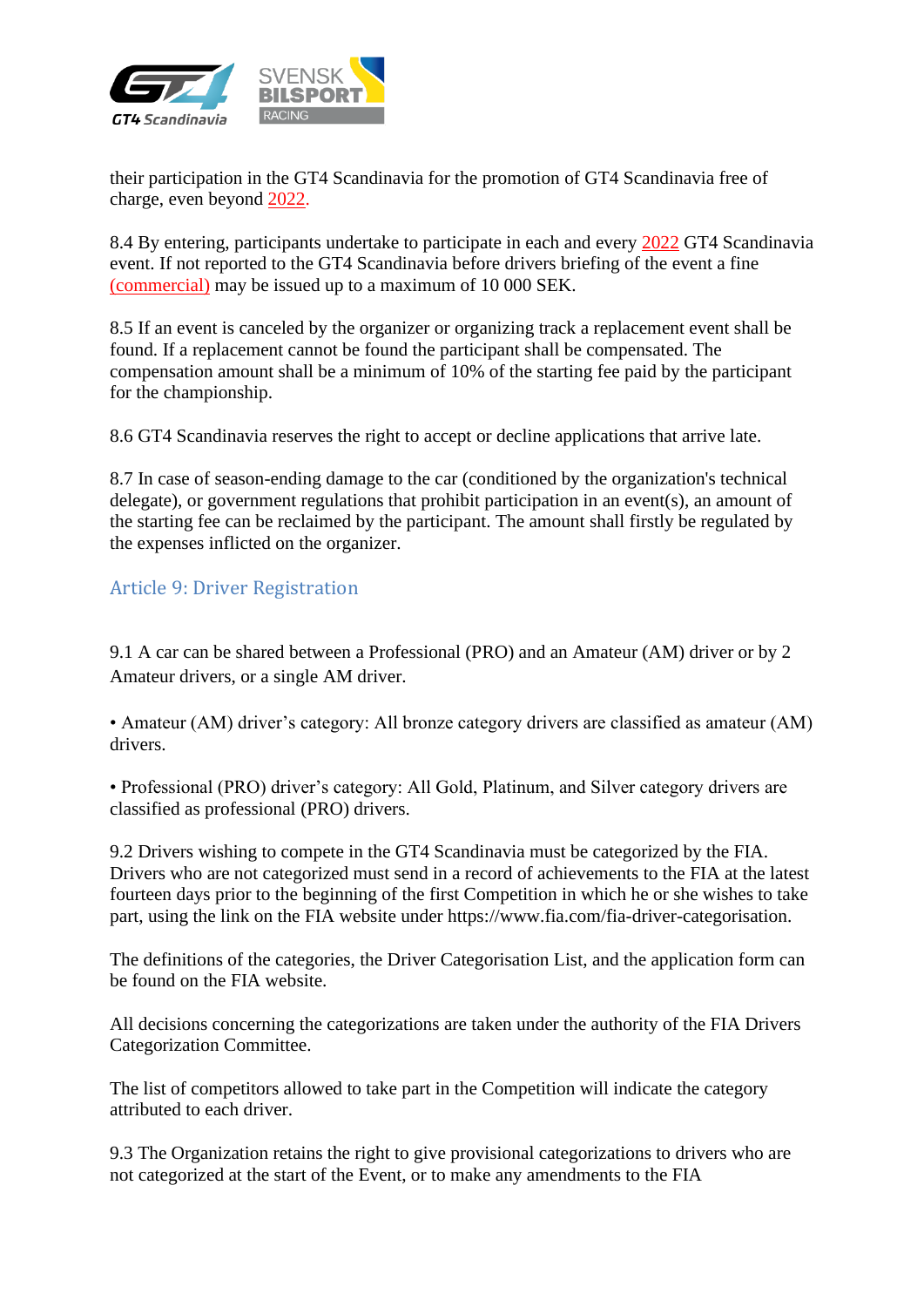their participation in the GT4 Scandinavia for the promotion of GT4 Scandinavia free of charge, even beyond 2022.

8.4 By entering, participants undertake to participate in each and every 2022 GT4 Scandinavia event. If not reported to the GT4 Scandinavia before drivers briefing of the event a fine (commercial) may be issued up to a maximum of 10 000 SEK.

8.5 If an event is canceled by the organizer or organizing track a replacement event shall be found. If a replacement cannot be found the participant shall be compensated. The compensation amount shall be a minimum of 10% of the starting fee paid by the participant for the championship.

8.6 GT4 Scandinavia reserves the right to accept or decline applications that arrive late.

8.7 In case of season-ending damage to the car (conditioned by the organization's technical delegate), or government regulations that prohibit participation in an event(s), an amount of the starting fee can be reclaimed by the participant. The amount shall firstly be regulated by the expenses inflicted on the organizer.

## Article 9: Driver Registration

9.1 A car can be shared between a Professional (PRO) and an Amateur (AM) driver or by 2 Amateur drivers, or a single AM driver.

- Amateur (AM) driver's category: All bronze category drivers are classified as amateur (AM) drivers.

- Professional (PRO) driver's category: All Gold, Platinum, and Silver category drivers are classified as professional (PRO) drivers.

9.2 Drivers wishing to compete in the GT4 Scandinavia must be categorized by the FIA. Drivers who are not categorized must send in a record of achievements to the FIA at the latest fourteen days prior to the beginning of the first Competition in which he or she wishes to take part, using the link on the FIA website under https://www.fia.com/fia-driver-categorisation.

The definitions of the categories, the Driver Categorisation List, and the application form can be found on the FIA website.

All decisions concerning the categorizations are taken under the authority of the FIA Drivers Categorization Committee.

The list of competitors allowed to take part in the Competition will indicate the category attributed to each driver.

9.3 The Organization retains the right to give provisional categorizations to drivers who are not categorized at the start of the Event, or to make any amendments to the FIA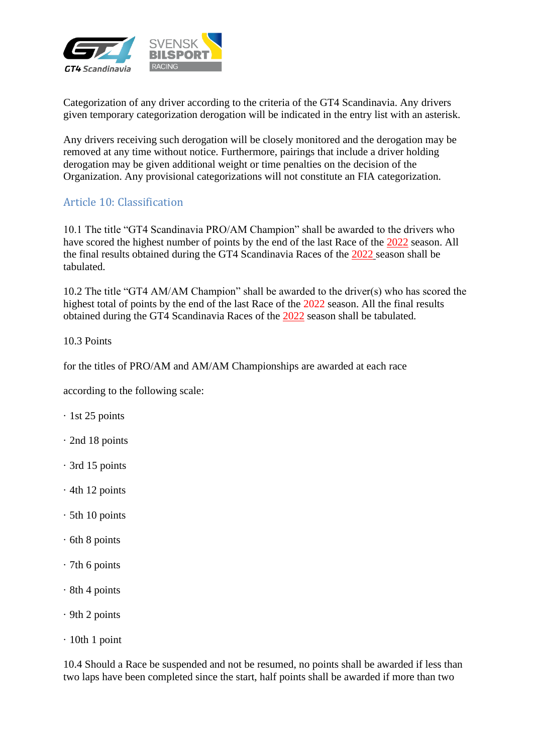Categorization of any driver according to the criteria of the GT4 Scandinavia. Any drivers given temporary categorization derogation will be indicated in the entry list with an asterisk.

Any drivers receiving such derogation will be closely monitored and the derogation may be removed at any time without notice. Furthermore, pairings that include a driver holding derogation may be given additional weight or time penalties on the decision of the Organization. Any provisional categorizations will not constitute an FIA categorization.

## Article 10: Classification

10.1 The title "GT4 Scandinavia PRO/AM Champion" shall be awarded to the drivers who have scored the highest number of points by the end of the last Race of the 2022 season. All the final results obtained during the GT4 Scandinavia Races of the 2022 season shall be tabulated.

10.2 The title "GT4 AM/AM Champion" shall be awarded to the driver(s) who has scored the highest total of points by the end of the last Race of the 2022 season. All the final results obtained during the GT4 Scandinavia Races of the 2022 season shall be tabulated.

10.3 Points

for the titles of PRO/AM and AM/AM Championships are awarded at each race

according to the following scale:

· 1st 25 points

· 2nd 18 points

· 3rd 15 points

· 4th 12 points

· 5th 10 points

· 6th 8 points

· 7th 6 points

· 8th 4 points

· 9th 2 points

· 10th 1 point

10.4 Should a Race be suspended and not be resumed, no points shall be awarded if less than two laps have been completed since the start, half points shall be awarded if more than two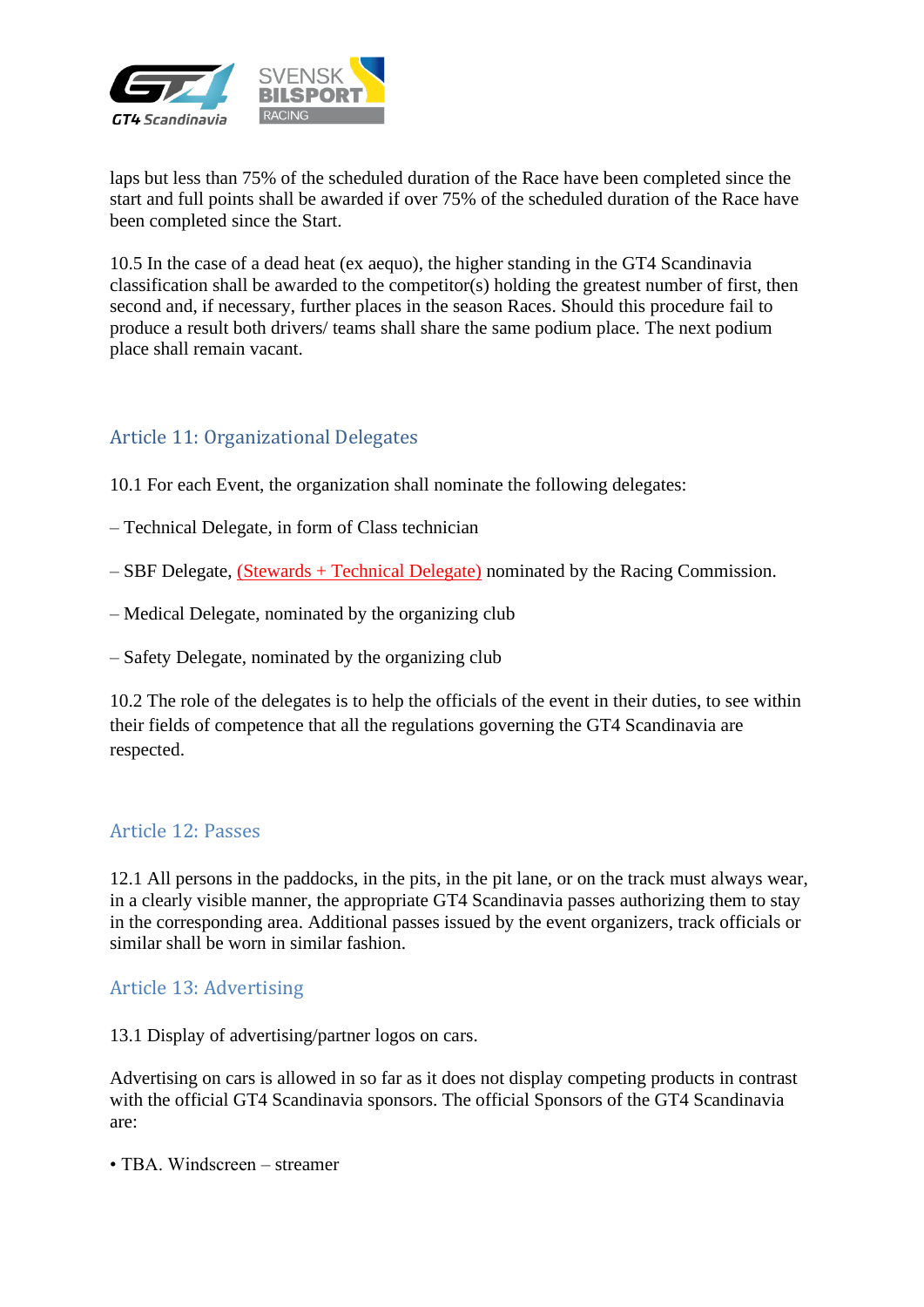laps but less than 75% of the scheduled duration of the Race have been completed since the start and full points shall be awarded if over 75% of the scheduled duration of the Race have been completed since the Start.

10.5 In the case of a dead heat (ex aequo), the higher standing in the GT4 Scandinavia classification shall be awarded to the competitor(s) holding the greatest number of first, then second and, if necessary, further places in the season Races. Should this procedure fail to produce a result both drivers/ teams shall share the same podium place. The next podium place shall remain vacant.

## Article 11: Organizational Delegates

10.1 For each Event, the organization shall nominate the following delegates:

– Technical Delegate, in form of Class technician

– SBF Delegate, (Stewards + Technical Delegate) nominated by the Racing Commission.

– Medical Delegate, nominated by the organizing club

– Safety Delegate, nominated by the organizing club

10.2 The role of the delegates is to help the officials of the event in their duties, to see within their fields of competence that all the regulations governing the GT4 Scandinavia are respected.

## Article 12: Passes

12.1 All persons in the paddocks, in the pits, in the pit lane, or on the track must always wear, in a clearly visible manner, the appropriate GT4 Scandinavia passes authorizing them to stay in the corresponding area. Additional passes issued by the event organizers, track officials or similar shall be worn in similar fashion.

## Article 13: Advertising

13.1 Display of advertising/partner logos on cars.

Advertising on cars is allowed in so far as it does not display competing products in contrast with the official GT4 Scandinavia sponsors. The official Sponsors of the GT4 Scandinavia are:

- TBA. Windscreen – streamer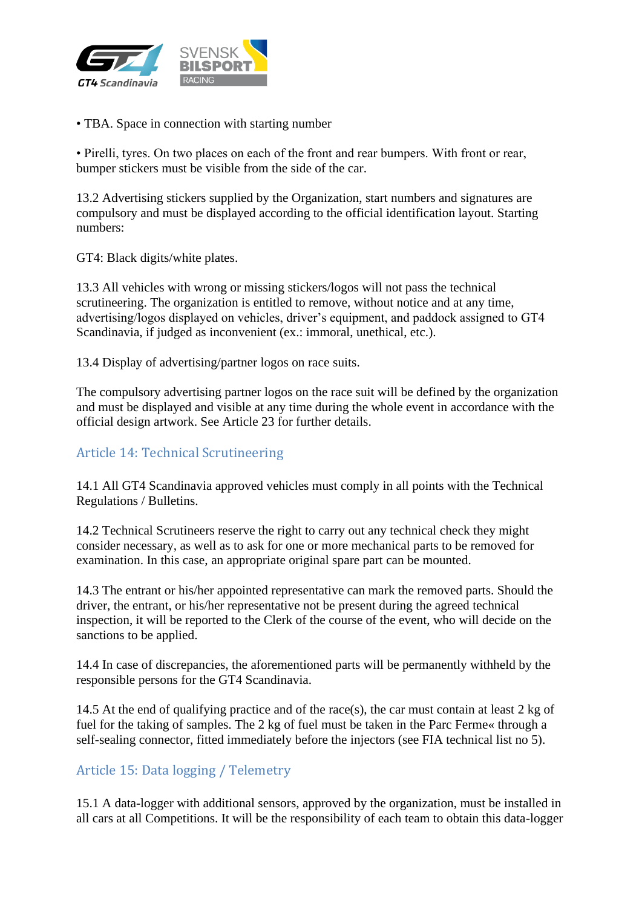• TBA. Space in connection with starting number

• Pirelli, tyres. On two places on each of the front and rear bumpers. With front or rear, bumper stickers must be visible from the side of the car.

13.2 Advertising stickers supplied by the Organization, start numbers and signatures are compulsory and must be displayed according to the official identification layout. Starting numbers:

GT4: Black digits/white plates.

13.3 All vehicles with wrong or missing stickers/logos will not pass the technical scrutineering. The organization is entitled to remove, without notice and at any time, advertising/logos displayed on vehicles, driver's equipment, and paddock assigned to GT4 Scandinavia, if judged as inconvenient (ex.: immoral, unethical, etc.).

13.4 Display of advertising/partner logos on race suits.

The compulsory advertising partner logos on the race suit will be defined by the organization and must be displayed and visible at any time during the whole event in accordance with the official design artwork. See Article 23 for further details.

## Article 14: Technical Scrutineering

14.1 All GT4 Scandinavia approved vehicles must comply in all points with the Technical Regulations / Bulletins.

14.2 Technical Scrutineers reserve the right to carry out any technical check they might consider necessary, as well as to ask for one or more mechanical parts to be removed for examination. In this case, an appropriate original spare part can be mounted.

14.3 The entrant or his/her appointed representative can mark the removed parts. Should the driver, the entrant, or his/her representative not be present during the agreed technical inspection, it will be reported to the Clerk of the course of the event, who will decide on the sanctions to be applied.

14.4 In case of discrepancies, the aforementioned parts will be permanently withheld by the responsible persons for the GT4 Scandinavia.

14.5 At the end of qualifying practice and of the race(s), the car must contain at least 2 kg of fuel for the taking of samples. The 2 kg of fuel must be taken in the Parc Ferme« through a self-sealing connector, fitted immediately before the injectors (see FIA technical list no 5).

## Article 15: Data logging / Telemetry

15.1 A data-logger with additional sensors, approved by the organization, must be installed in all cars at all Competitions. It will be the responsibility of each team to obtain this data-logger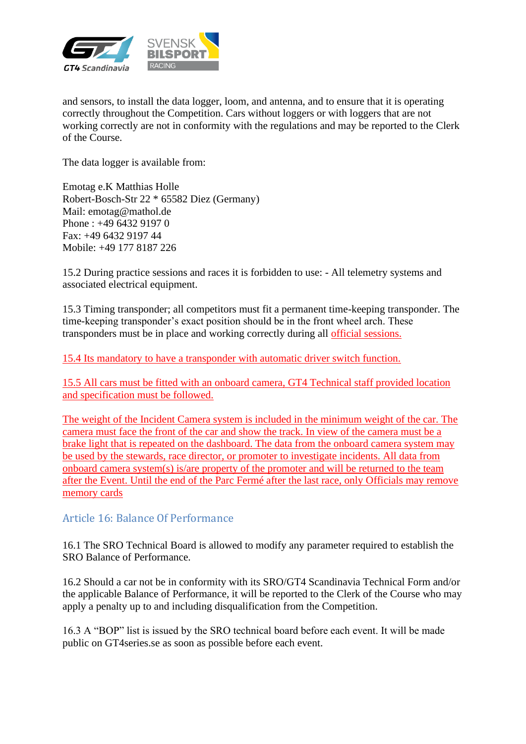and sensors, to install the data logger, loom, and antenna, and to ensure that it is operating correctly throughout the Competition. Cars without loggers or with loggers that are not working correctly are not in conformity with the regulations and may be reported to the Clerk of the Course.

The data logger is available from:

Emotag e.K Matthias Holle
Robert-Bosch-Str 22 * 65582 Diez (Germany)
Mail: emotag@mathol.de
Phone : +49 6432 9197 0
Fax: +49 6432 9197 44
Mobile: +49 177 8187 226

15.2 During practice sessions and races it is forbidden to use: - All telemetry systems and associated electrical equipment.

15.3 Timing transponder; all competitors must fit a permanent time-keeping transponder. The time-keeping transponder's exact position should be in the front wheel arch. These transponders must be in place and working correctly during all official sessions.

15.4 Its mandatory to have a transponder with automatic driver switch function.

15.5 All cars must be fitted with an onboard camera, GT4 Technical staff provided location and specification must be followed.

The weight of the Incident Camera system is included in the minimum weight of the car. The camera must face the front of the car and show the track. In view of the camera must be a brake light that is repeated on the dashboard. The data from the onboard camera system may be used by the stewards, race director, or promoter to investigate incidents. All data from onboard camera system(s) is/are property of the promoter and will be returned to the team after the Event. Until the end of the Parc Fermé after the last race, only Officials may remove memory cards

## Article 16: Balance Of Performance

16.1 The SRO Technical Board is allowed to modify any parameter required to establish the SRO Balance of Performance.

16.2 Should a car not be in conformity with its SRO/GT4 Scandinavia Technical Form and/or the applicable Balance of Performance, it will be reported to the Clerk of the Course who may apply a penalty up to and including disqualification from the Competition.

16.3 A "BOP" list is issued by the SRO technical board before each event. It will be made public on GT4series.se as soon as possible before each event.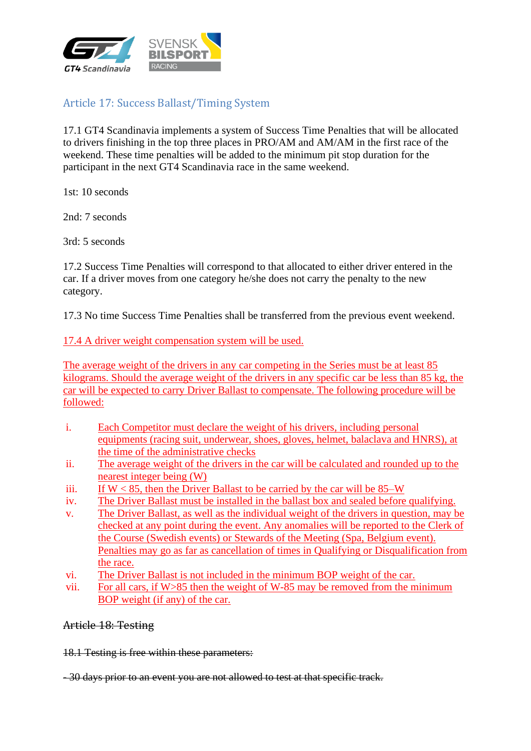## Article 17: Success Ballast/Timing System

17.1 GT4 Scandinavia implements a system of Success Time Penalties that will be allocated to drivers finishing in the top three places in PRO/AM and AM/AM in the first race of the weekend. These time penalties will be added to the minimum pit stop duration for the participant in the next GT4 Scandinavia race in the same weekend.

1st: 10 seconds

2nd: 7 seconds

3rd: 5 seconds

17.2 Success Time Penalties will correspond to that allocated to either driver entered in the car. If a driver moves from one category he/she does not carry the penalty to the new category.

17.3 No time Success Time Penalties shall be transferred from the previous event weekend.

17.4 A driver weight compensation system will be used.

The average weight of the drivers in any car competing in the Series must be at least 85 kilograms. Should the average weight of the drivers in any specific car be less than 85 kg, the car will be expected to carry Driver Ballast to compensate. The following procedure will be followed:

i. Each Competitor must declare the weight of his drivers, including personal equipments (racing suit, underwear, shoes, gloves, helmet, balaclava and HNRS), at the time of the administrative checks
ii. The average weight of the drivers in the car will be calculated and rounded up to the nearest integer being (W)
iii. If $W < 85$, then the Driver Ballast to be carried by the car will be $85–W$
iv. The Driver Ballast must be installed in the ballast box and sealed before qualifying.
v. The Driver Ballast, as well as the individual weight of the drivers in question, may be checked at any point during the event. Any anomalies will be reported to the Clerk of the Course (Swedish events) or Stewards of the Meeting (Spa, Belgium event). Penalties may go as far as cancellation of times in Qualifying or Disqualification from the race.
vi. The Driver Ballast is not included in the minimum BOP weight of the car.
vii. For all cars, if $W>85$ then the weight of $W-85$ may be removed from the minimum BOP weight (if any) of the car.

## ~~Article 18: Testing~~

~~18.1 Testing is free within these parameters:~~

~~- 30 days prior to an event you are not allowed to test at that specific track.~~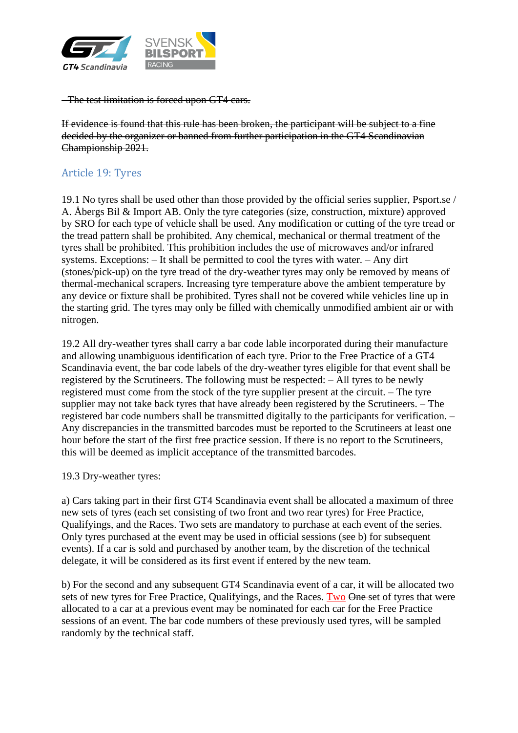~~The test limitation is forced upon GT4 cars.~~

~~If evidence is found that this rule has been broken, the participant will be subject to a fine decided by the organizer or banned from further participation in the GT4 Scandinavian Championship 2021.~~

## Article 19: Tyres

19.1 No tyres shall be used other than those provided by the official series supplier, Psport.se / A. Åbergs Bil & Import AB. Only the tyre categories (size, construction, mixture) approved by SRO for each type of vehicle shall be used. Any modification or cutting of the tyre tread or the tread pattern shall be prohibited. Any chemical, mechanical or thermal treatment of the tyres shall be prohibited. This prohibition includes the use of microwaves and/or infrared systems. Exceptions: – It shall be permitted to cool the tyres with water. – Any dirt (stones/pick-up) on the tyre tread of the dry-weather tyres may only be removed by means of thermal-mechanical scrapers. Increasing tyre temperature above the ambient temperature by any device or fixture shall be prohibited. Tyres shall not be covered while vehicles line up in the starting grid. The tyres may only be filled with chemically unmodified ambient air or with nitrogen.

19.2 All dry-weather tyres shall carry a bar code lable incorporated during their manufacture and allowing unambiguous identification of each tyre. Prior to the Free Practice of a GT4 Scandinavia event, the bar code labels of the dry-weather tyres eligible for that event shall be registered by the Scrutineers. The following must be respected: – All tyres to be newly registered must come from the stock of the tyre supplier present at the circuit. – The tyre supplier may not take back tyres that have already been registered by the Scrutineers. – The registered bar code numbers shall be transmitted digitally to the participants for verification. – Any discrepancies in the transmitted barcodes must be reported to the Scrutineers at least one hour before the start of the first free practice session. If there is no report to the Scrutineers, this will be deemed as implicit acceptance of the transmitted barcodes.

19.3 Dry-weather tyres:

a) Cars taking part in their first GT4 Scandinavia event shall be allocated a maximum of three new sets of tyres (each set consisting of two front and two rear tyres) for Free Practice, Qualifyings, and the Races. Two sets are mandatory to purchase at each event of the series. Only tyres purchased at the event may be used in official sessions (see b) for subsequent events). If a car is sold and purchased by another team, by the discretion of the technical delegate, it will be considered as its first event if entered by the new team.

b) For the second and any subsequent GT4 Scandinavia event of a car, it will be allocated two sets of new tyres for Free Practice, Qualifyings, and the Races. Two ~~One~~ set of tyres that were allocated to a car at a previous event may be nominated for each car for the Free Practice sessions of an event. The bar code numbers of these previously used tyres, will be sampled randomly by the technical staff.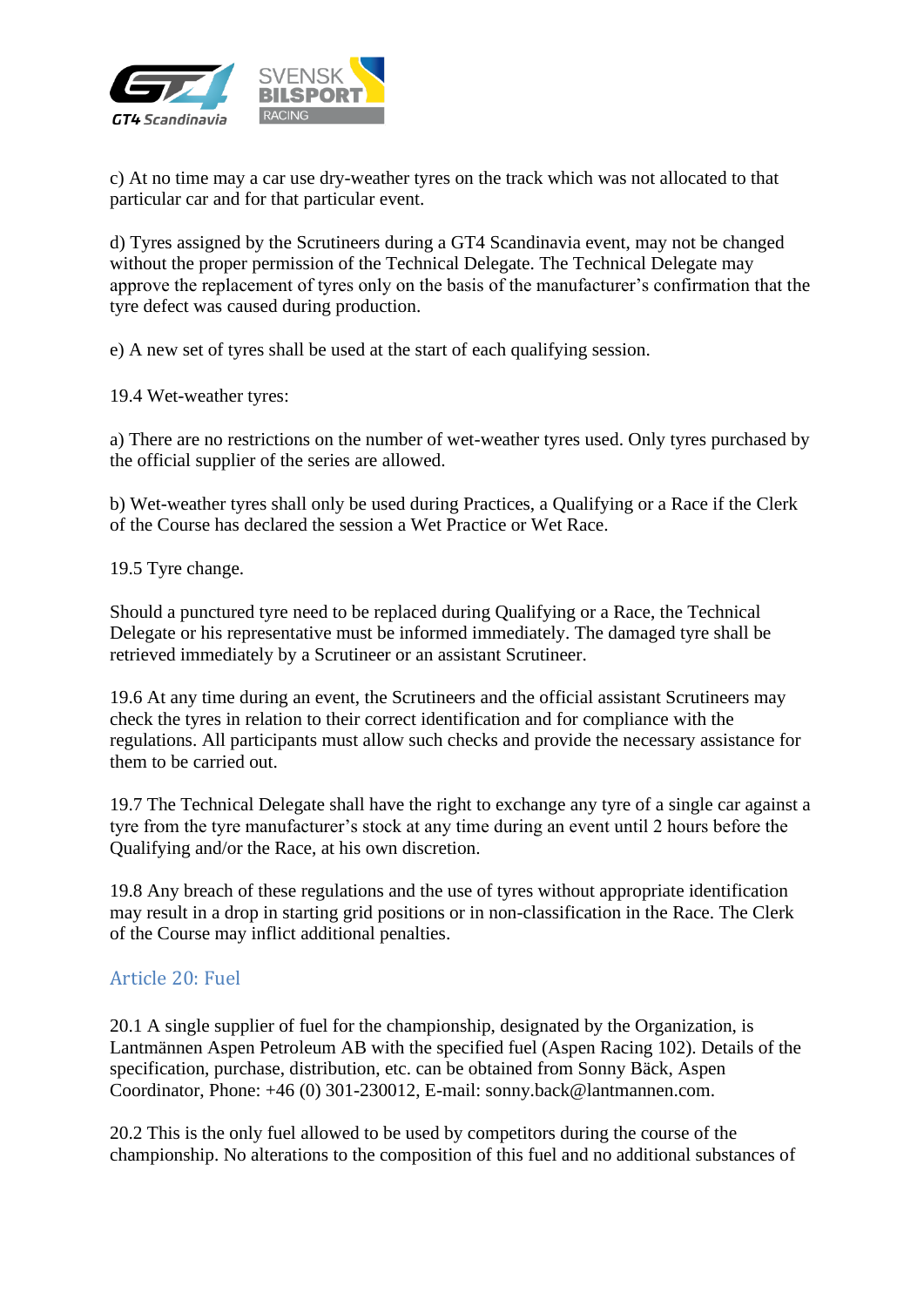c) At no time may a car use dry-weather tyres on the track which was not allocated to that particular car and for that particular event.

d) Tyres assigned by the Scrutineers during a GT4 Scandinavia event, may not be changed without the proper permission of the Technical Delegate. The Technical Delegate may approve the replacement of tyres only on the basis of the manufacturer's confirmation that the tyre defect was caused during production.

e) A new set of tyres shall be used at the start of each qualifying session.

19.4 Wet-weather tyres:

a) There are no restrictions on the number of wet-weather tyres used. Only tyres purchased by the official supplier of the series are allowed.

b) Wet-weather tyres shall only be used during Practices, a Qualifying or a Race if the Clerk of the Course has declared the session a Wet Practice or Wet Race.

19.5 Tyre change.

Should a punctured tyre need to be replaced during Qualifying or a Race, the Technical Delegate or his representative must be informed immediately. The damaged tyre shall be retrieved immediately by a Scrutineer or an assistant Scrutineer.

19.6 At any time during an event, the Scrutineers and the official assistant Scrutineers may check the tyres in relation to their correct identification and for compliance with the regulations. All participants must allow such checks and provide the necessary assistance for them to be carried out.

19.7 The Technical Delegate shall have the right to exchange any tyre of a single car against a tyre from the tyre manufacturer's stock at any time during an event until 2 hours before the Qualifying and/or the Race, at his own discretion.

19.8 Any breach of these regulations and the use of tyres without appropriate identification may result in a drop in starting grid positions or in non-classification in the Race. The Clerk of the Course may inflict additional penalties.

## Article 20: Fuel

20.1 A single supplier of fuel for the championship, designated by the Organization, is Lantmännen Aspen Petroleum AB with the specified fuel (Aspen Racing 102). Details of the specification, purchase, distribution, etc. can be obtained from Sonny Bäck, Aspen Coordinator, Phone: +46 (0) 301-230012, E-mail: sonny.back@lantmannen.com.

20.2 This is the only fuel allowed to be used by competitors during the course of the championship. No alterations to the composition of this fuel and no additional substances of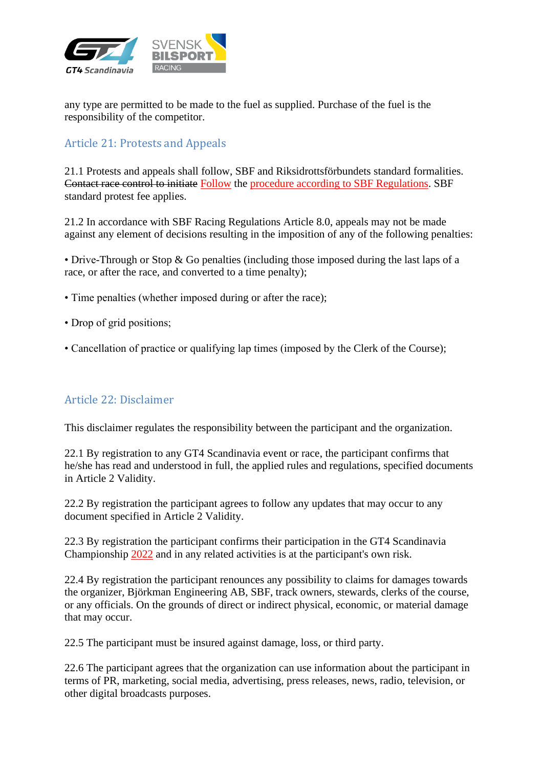any type are permitted to be made to the fuel as supplied. Purchase of the fuel is the responsibility of the competitor.

## Article 21: Protests and Appeals

21.1 Protests and appeals shall follow, SBF and Riksidrottsförbundets standard formalities. ~~Contact race control to initiate~~ Follow the procedure according to SBF Regulations. SBF standard protest fee applies.

21.2 In accordance with SBF Racing Regulations Article 8.0, appeals may not be made against any element of decisions resulting in the imposition of any of the following penalties:

• Drive-Through or Stop & Go penalties (including those imposed during the last laps of a race, or after the race, and converted to a time penalty);

• Time penalties (whether imposed during or after the race);

• Drop of grid positions;

• Cancellation of practice or qualifying lap times (imposed by the Clerk of the Course);

## Article 22: Disclaimer

This disclaimer regulates the responsibility between the participant and the organization.

22.1 By registration to any GT4 Scandinavia event or race, the participant confirms that he/she has read and understood in full, the applied rules and regulations, specified documents in Article 2 Validity.

22.2 By registration the participant agrees to follow any updates that may occur to any document specified in Article 2 Validity.

22.3 By registration the participant confirms their participation in the GT4 Scandinavia Championship 2022 and in any related activities is at the participant's own risk.

22.4 By registration the participant renounces any possibility to claims for damages towards the organizer, Björkman Engineering AB, SBF, track owners, stewards, clerks of the course, or any officials. On the grounds of direct or indirect physical, economic, or material damage that may occur.

22.5 The participant must be insured against damage, loss, or third party.

22.6 The participant agrees that the organization can use information about the participant in terms of PR, marketing, social media, advertising, press releases, news, radio, television, or other digital broadcasts purposes.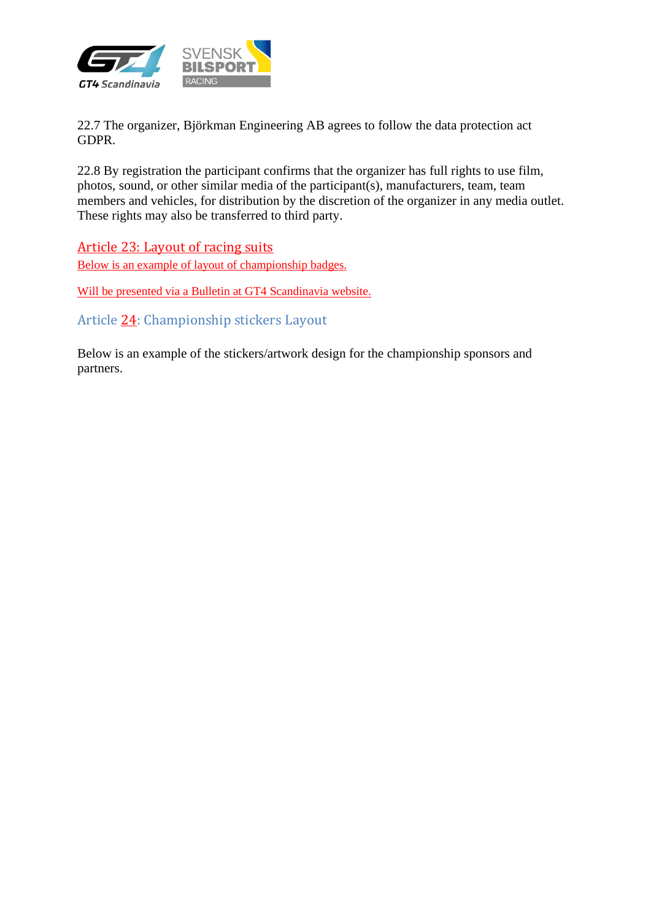22.7 The organizer, Björkman Engineering AB agrees to follow the data protection act GDPR.

22.8 By registration the participant confirms that the organizer has full rights to use film, photos, sound, or other similar media of the participant(s), manufacturers, team, team members and vehicles, for distribution by the discretion of the organizer in any media outlet. These rights may also be transferred to third party.

## Article 23: Layout of racing suits

Below is an example of layout of championship badges.

Will be presented via a Bulletin at GT4 Scandinavia website.

## Article 24: Championship stickers Layout

Below is an example of the stickers/artwork design for the championship sponsors and partners.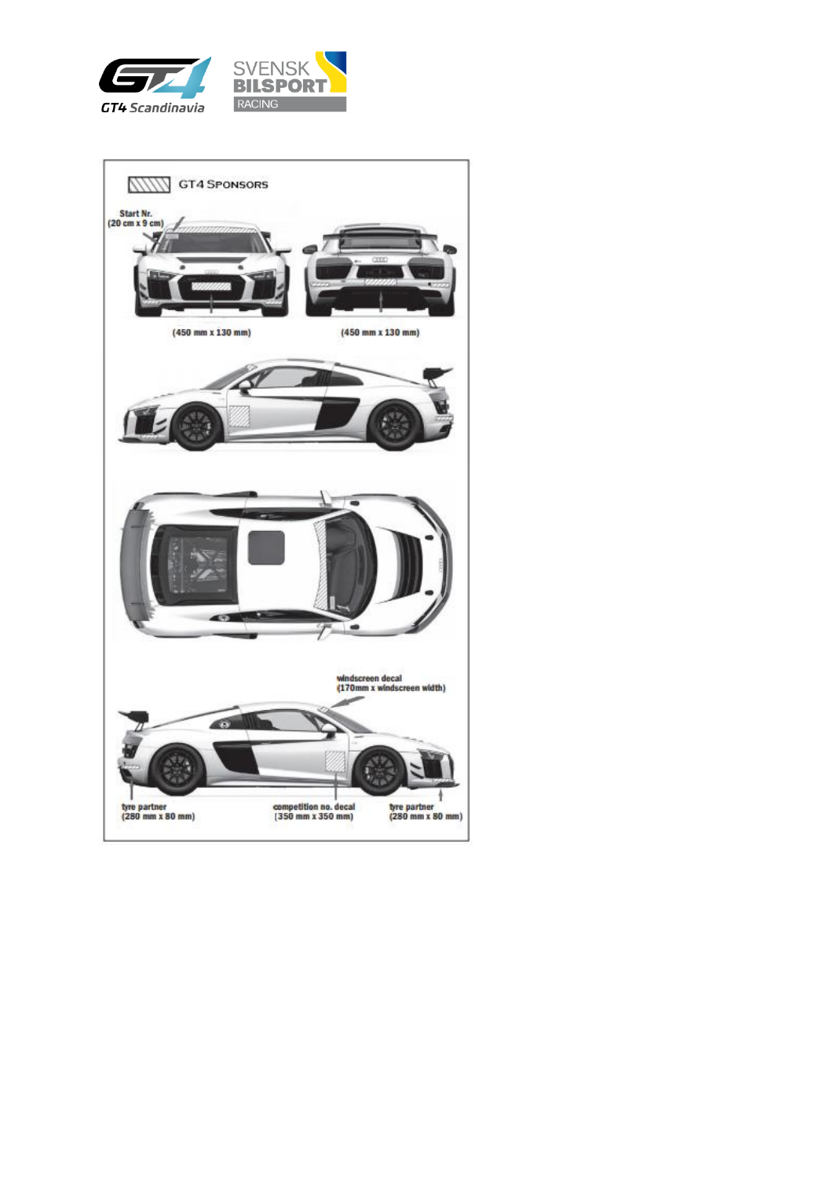GT4 Sponsors

Start Nr.
(20 cm x 9 cm)

(450 mm x 130 mm)

(450 mm x 130 mm)

windscreen decal
(170mm x windscreen width)

tyre partner
(280 mm x 80 mm)

competition no. decal
(350 mm x 350 mm)

tyre partner
(280 mm x 80 mm)